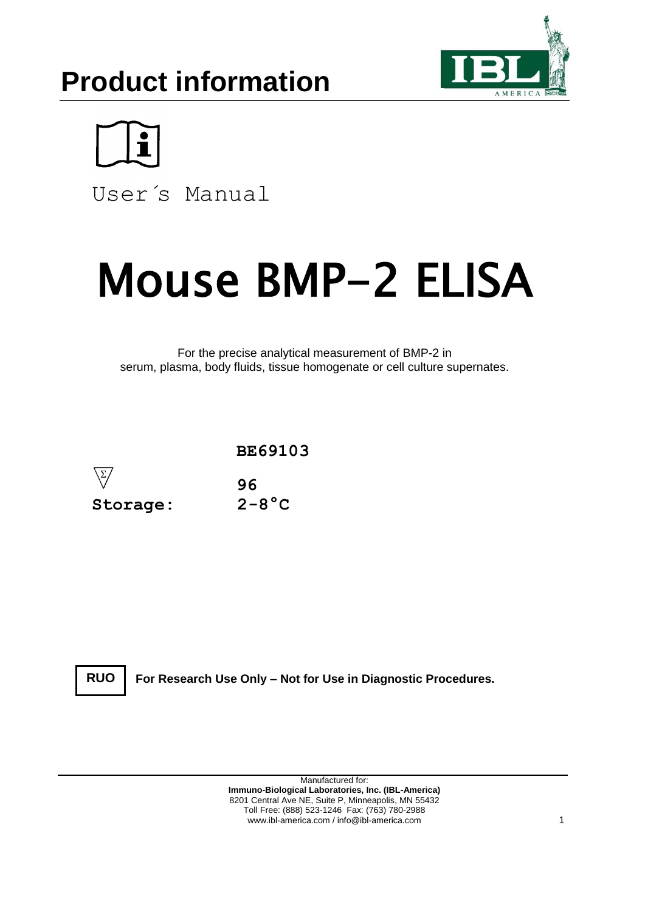# Product information

User´s Manual

# Mouse BMP-2 ELISA

For the precise analytical measurement of BMP-2 in
serum, plasma, body fluids, tissue homogenate or cell culture supernates.

**BE69103**

| | |
|---|---|
| Σ | **96** |
| **Storage:** | **2-8°C** |

**RUO** **For Research Use Only – Not for Use in Diagnostic Procedures.**

Manufactured for:
**Immuno-Biological Laboratories, Inc. (IBL-America)**
8201 Central Ave NE, Suite P, Minneapolis, MN 55432
Toll Free: (888) 523-1246 Fax: (763) 780-2988
www.ibl-america.com / info@ibl-america.com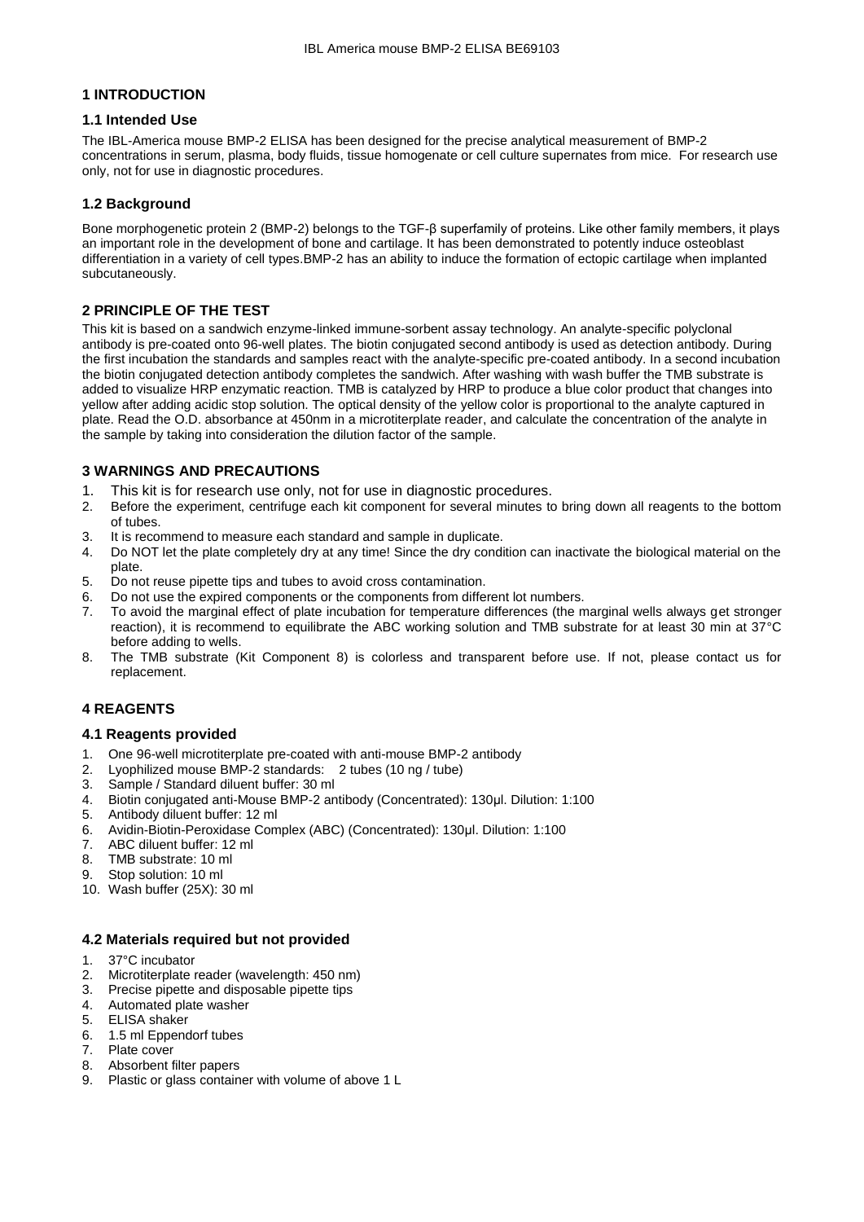## 1 INTRODUCTION

### 1.1 Intended Use

The IBL-America mouse BMP-2 ELISA has been designed for the precise analytical measurement of BMP-2 concentrations in serum, plasma, body fluids, tissue homogenate or cell culture supernates from mice. For research use only, not for use in diagnostic procedures.

### 1.2 Background

Bone morphogenetic protein 2 (BMP-2) belongs to the TGF-β superfamily of proteins. Like other family members, it plays an important role in the development of bone and cartilage. It has been demonstrated to potently induce osteoblast differentiation in a variety of cell types.BMP-2 has an ability to induce the formation of ectopic cartilage when implanted subcutaneously.

## 2 PRINCIPLE OF THE TEST

This kit is based on a sandwich enzyme-linked immune-sorbent assay technology. An analyte-specific polyclonal antibody is pre-coated onto 96-well plates. The biotin conjugated second antibody is used as detection antibody. During the first incubation the standards and samples react with the analyte-specific pre-coated antibody. In a second incubation the biotin conjugated detection antibody completes the sandwich. After washing with wash buffer the TMB substrate is added to visualize HRP enzymatic reaction. TMB is catalyzed by HRP to produce a blue color product that changes into yellow after adding acidic stop solution. The optical density of the yellow color is proportional to the analyte captured in plate. Read the O.D. absorbance at 450nm in a microtiterplate reader, and calculate the concentration of the analyte in the sample by taking into consideration the dilution factor of the sample.

## 3 WARNINGS AND PRECAUTIONS

1. This kit is for research use only, not for use in diagnostic procedures.
2. Before the experiment, centrifuge each kit component for several minutes to bring down all reagents to the bottom of tubes.
3. It is recommend to measure each standard and sample in duplicate.
4. Do NOT let the plate completely dry at any time! Since the dry condition can inactivate the biological material on the plate.
5. Do not reuse pipette tips and tubes to avoid cross contamination.
6. Do not use the expired components or the components from different lot numbers.
7. To avoid the marginal effect of plate incubation for temperature differences (the marginal wells always get stronger reaction), it is recommend to equilibrate the ABC working solution and TMB substrate for at least 30 min at 37°C before adding to wells.
8. The TMB substrate (Kit Component 8) is colorless and transparent before use. If not, please contact us for replacement.

## 4 REAGENTS

### 4.1 Reagents provided

1. One 96-well microtiterplate pre-coated with anti-mouse BMP-2 antibody
2. Lyophilized mouse BMP-2 standards: 2 tubes (10 ng / tube)
3. Sample / Standard diluent buffer: 30 ml
4. Biotin conjugated anti-Mouse BMP-2 antibody (Concentrated): 130µl. Dilution: 1:100
5. Antibody diluent buffer: 12 ml
6. Avidin-Biotin-Peroxidase Complex (ABC) (Concentrated): 130µl. Dilution: 1:100
7. ABC diluent buffer: 12 ml
8. TMB substrate: 10 ml
9. Stop solution: 10 ml
10. Wash buffer (25X): 30 ml

### 4.2 Materials required but not provided

1. 37°C incubator
2. Microtiterplate reader (wavelength: 450 nm)
3. Precise pipette and disposable pipette tips
4. Automated plate washer
5. ELISA shaker
6. 1.5 ml Eppendorf tubes
7. Plate cover
8. Absorbent filter papers
9. Plastic or glass container with volume of above 1 L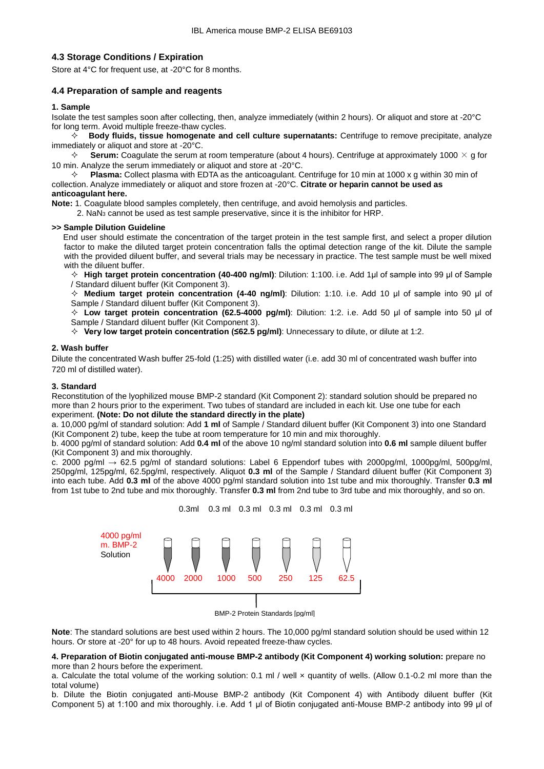## 4.3 Storage Conditions / Expiration

Store at 4°C for frequent use, at -20°C for 8 months.

## 4.4 Preparation of sample and reagents

### 1. Sample

Isolate the test samples soon after collecting, then, analyze immediately (within 2 hours). Or aliquot and store at -20°C for long term. Avoid multiple freeze-thaw cycles.

✧ **Body fluids, tissue homogenate and cell culture supernatants:** Centrifuge to remove precipitate, analyze immediately or aliquot and store at -20°C.

✧ **Serum:** Coagulate the serum at room temperature (about 4 hours). Centrifuge at approximately 1000 × g for 10 min. Analyze the serum immediately or aliquot and store at -20°C.

✧ **Plasma:** Collect plasma with EDTA as the anticoagulant. Centrifuge for 10 min at 1000 x g within 30 min of collection. Analyze immediately or aliquot and store frozen at -20°C. **Citrate or heparin cannot be used as anticoagulant here.**

**Note:** 1. Coagulate blood samples completely, then centrifuge, and avoid hemolysis and particles.
2. $NaN_3$ cannot be used as test sample preservative, since it is the inhibitor for HRP.

**>> Sample Dilution Guideline**

End user should estimate the concentration of the target protein in the test sample first, and select a proper dilution factor to make the diluted target protein concentration falls the optimal detection range of the kit. Dilute the sample with the provided diluent buffer, and several trials may be necessary in practice. The test sample must be well mixed with the diluent buffer.

✧ **High target protein concentration (40-400 ng/ml)**: Dilution: 1:100. i.e. Add 1μl of sample into 99 μl of Sample / Standard diluent buffer (Kit Component 3).

✧ **Medium target protein concentration (4-40 ng/ml)**: Dilution: 1:10. i.e. Add 10 μl of sample into 90 μl of Sample / Standard diluent buffer (Kit Component 3).

✧ **Low target protein concentration (62.5-4000 pg/ml)**: Dilution: 1:2. i.e. Add 50 μl of sample into 50 μl of Sample / Standard diluent buffer (Kit Component 3).

✧ **Very low target protein concentration (≤62.5 pg/ml)**: Unnecessary to dilute, or dilute at 1:2.

### 2. Wash buffer

Dilute the concentrated Wash buffer 25-fold (1:25) with distilled water (i.e. add 30 ml of concentrated wash buffer into 720 ml of distilled water).

### 3. Standard

Reconstitution of the lyophilized mouse BMP-2 standard (Kit Component 2): standard solution should be prepared no more than 2 hours prior to the experiment. Two tubes of standard are included in each kit. Use one tube for each experiment. **(Note: Do not dilute the standard directly in the plate)**

a. 10,000 pg/ml of standard solution: Add **1 ml** of Sample / Standard diluent buffer (Kit Component 3) into one Standard (Kit Component 2) tube, keep the tube at room temperature for 10 min and mix thoroughly.

b. 4000 pg/ml of standard solution: Add **0.4 ml** of the above 10 ng/ml standard solution into **0.6 ml** sample diluent buffer (Kit Component 3) and mix thoroughly.

c. 2000 pg/ml → 62.5 pg/ml of standard solutions: Label 6 Eppendorf tubes with 2000pg/ml, 1000pg/ml, 500pg/ml, 250pg/ml, 125pg/ml, 62.5pg/ml, respectively. Aliquot **0.3 ml** of the Sample / Standard diluent buffer (Kit Component 3) into each tube. Add **0.3 ml** of the above 4000 pg/ml standard solution into 1st tube and mix thoroughly. Transfer **0.3 ml** from 1st tube to 2nd tube and mix thoroughly. Transfer **0.3 ml** from 2nd tube to 3rd tube and mix thoroughly, and so on.

0.3ml 0.3 ml 0.3 ml 0.3 ml 0.3 ml 0.3 ml

4000 pg/ml m. BMP-2 Solution

4000 2000 1000 500 250 125 62.5

BMP-2 Protein Standards [pg/ml]

**Note**: The standard solutions are best used within 2 hours. The 10,000 pg/ml standard solution should be used within 12 hours. Or store at -20° for up to 48 hours. Avoid repeated freeze-thaw cycles.

**4. Preparation of Biotin conjugated anti-mouse BMP-2 antibody (Kit Component 4) working solution:** prepare no more than 2 hours before the experiment.

a. Calculate the total volume of the working solution: 0.1 ml / well × quantity of wells. (Allow 0.1-0.2 ml more than the total volume)

b. Dilute the Biotin conjugated anti-Mouse BMP-2 antibody (Kit Component 4) with Antibody diluent buffer (Kit Component 5) at 1:100 and mix thoroughly. i.e. Add 1 μl of Biotin conjugated anti-Mouse BMP-2 antibody into 99 μl of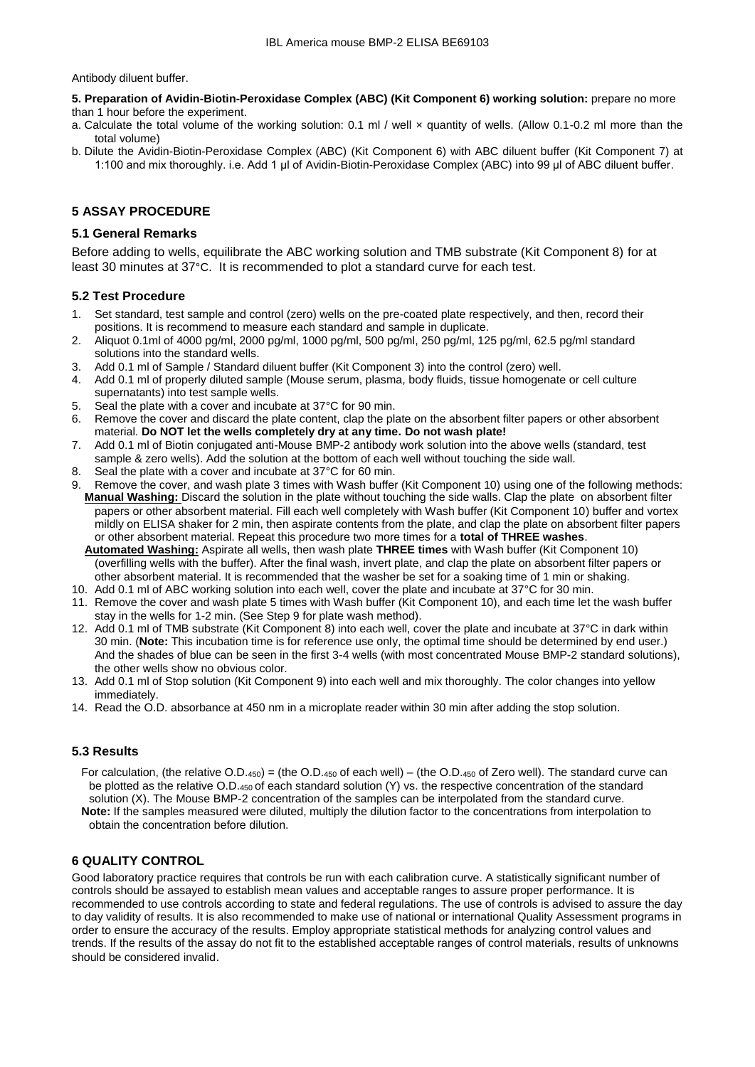Antibody diluent buffer.

**5. Preparation of Avidin-Biotin-Peroxidase Complex (ABC) (Kit Component 6) working solution:** prepare no more than 1 hour before the experiment.

a. Calculate the total volume of the working solution: 0.1 ml / well × quantity of wells. (Allow 0.1-0.2 ml more than the total volume)

b. Dilute the Avidin-Biotin-Peroxidase Complex (ABC) (Kit Component 6) with ABC diluent buffer (Kit Component 7) at 1:100 and mix thoroughly. i.e. Add 1 µl of Avidin-Biotin-Peroxidase Complex (ABC) into 99 µl of ABC diluent buffer.

## 5 ASSAY PROCEDURE

### 5.1 General Remarks

Before adding to wells, equilibrate the ABC working solution and TMB substrate (Kit Component 8) for at least 30 minutes at 37°C. It is recommended to plot a standard curve for each test.

### 5.2 Test Procedure

1. Set standard, test sample and control (zero) wells on the pre-coated plate respectively, and then, record their positions. It is recommend to measure each standard and sample in duplicate.
2. Aliquot 0.1ml of 4000 pg/ml, 2000 pg/ml, 1000 pg/ml, 500 pg/ml, 250 pg/ml, 125 pg/ml, 62.5 pg/ml standard solutions into the standard wells.
3. Add 0.1 ml of Sample / Standard diluent buffer (Kit Component 3) into the control (zero) well.
4. Add 0.1 ml of properly diluted sample (Mouse serum, plasma, body fluids, tissue homogenate or cell culture supernatants) into test sample wells.
5. Seal the plate with a cover and incubate at 37°C for 90 min.
6. Remove the cover and discard the plate content, clap the plate on the absorbent filter papers or other absorbent material. **Do NOT let the wells completely dry at any time. Do not wash plate!**
7. Add 0.1 ml of Biotin conjugated anti-Mouse BMP-2 antibody work solution into the above wells (standard, test sample & zero wells). Add the solution at the bottom of each well without touching the side wall.
8. Seal the plate with a cover and incubate at 37°C for 60 min.
9. Remove the cover, and wash plate 3 times with Wash buffer (Kit Component 10) using one of the following methods:
   **Manual Washing:** Discard the solution in the plate without touching the side walls. Clap the plate on absorbent filter papers or other absorbent material. Fill each well completely with Wash buffer (Kit Component 10) buffer and vortex mildly on ELISA shaker for 2 min, then aspirate contents from the plate, and clap the plate on absorbent filter papers or other absorbent material. Repeat this procedure two more times for a **total of THREE washes**.
   **Automated Washing:** Aspirate all wells, then wash plate **THREE times** with Wash buffer (Kit Component 10) (overfilling wells with the buffer). After the final wash, invert plate, and clap the plate on absorbent filter papers or other absorbent material. It is recommended that the washer be set for a soaking time of 1 min or shaking.
10. Add 0.1 ml of ABC working solution into each well, cover the plate and incubate at 37°C for 30 min.
11. Remove the cover and wash plate 5 times with Wash buffer (Kit Component 10), and each time let the wash buffer stay in the wells for 1-2 min. (See Step 9 for plate wash method).
12. Add 0.1 ml of TMB substrate (Kit Component 8) into each well, cover the plate and incubate at 37°C in dark within 30 min. (**Note:** This incubation time is for reference use only, the optimal time should be determined by end user.) And the shades of blue can be seen in the first 3-4 wells (with most concentrated Mouse BMP-2 standard solutions), the other wells show no obvious color.
13. Add 0.1 ml of Stop solution (Kit Component 9) into each well and mix thoroughly. The color changes into yellow immediately.
14. Read the O.D. absorbance at 450 nm in a microplate reader within 30 min after adding the stop solution.

### 5.3 Results

For calculation, (the relative $O.D._{450}$) = (the $O.D._{450}$ of each well) – (the $O.D._{450}$ of Zero well). The standard curve can be plotted as the relative $O.D._{450}$ of each standard solution (Y) vs. the respective concentration of the standard solution (X). The Mouse BMP-2 concentration of the samples can be interpolated from the standard curve.

**Note:** If the samples measured were diluted, multiply the dilution factor to the concentrations from interpolation to obtain the concentration before dilution.

## 6 QUALITY CONTROL

Good laboratory practice requires that controls be run with each calibration curve. A statistically significant number of controls should be assayed to establish mean values and acceptable ranges to assure proper performance. It is recommended to use controls according to state and federal regulations. The use of controls is advised to assure the day to day validity of results. It is also recommended to make use of national or international Quality Assessment programs in order to ensure the accuracy of the results. Employ appropriate statistical methods for analyzing control values and trends. If the results of the assay do not fit to the established acceptable ranges of control materials, results of unknowns should be considered invalid.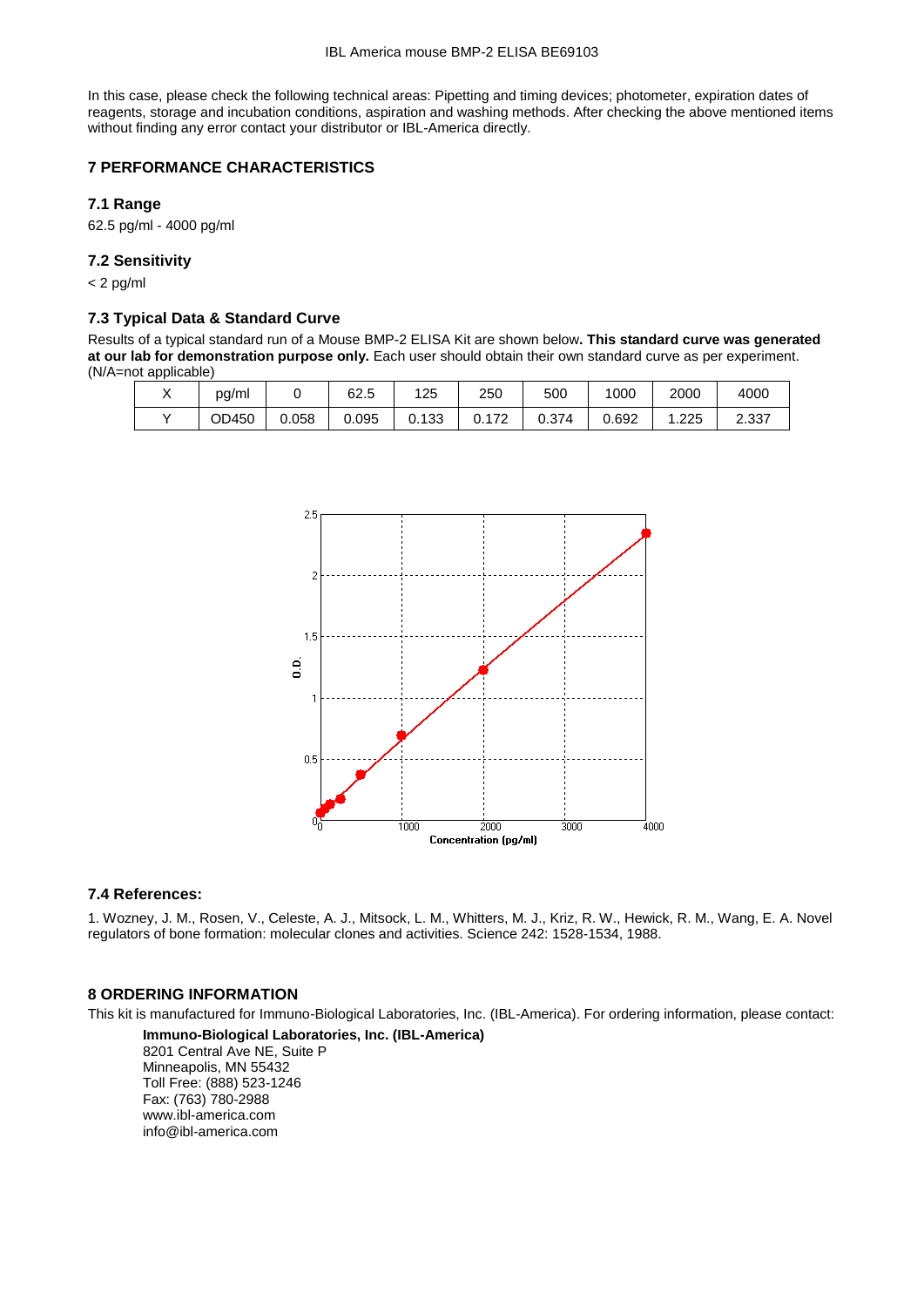In this case, please check the following technical areas: Pipetting and timing devices; photometer, expiration dates of reagents, storage and incubation conditions, aspiration and washing methods. After checking the above mentioned items without finding any error contact your distributor or IBL-America directly.

## 7 PERFORMANCE CHARACTERISTICS

### 7.1 Range

62.5 pg/ml - 4000 pg/ml

### 7.2 Sensitivity

< 2 pg/ml

### 7.3 Typical Data & Standard Curve

Results of a typical standard run of a Mouse BMP-2 ELISA Kit are shown below**. This standard curve was generated at our lab for demonstration purpose only.** Each user should obtain their own standard curve as per experiment. (N/A=not applicable)

| X | pg/ml | 0 | 62.5 | 125 | 250 | 500 | 1000 | 2000 | 4000 |
|---|---|---|---|---|---|---|---|---|---|
| Y | OD450 | 0.058 | 0.095 | 0.133 | 0.172 | 0.374 | 0.692 | 1.225 | 2.337 |

2.5
2
1.5
O.D.
1
0.5
0
0
1000
2000
3000
4000
Concentration (pg/ml)

### 7.4 References:

1. Wozney, J. M., Rosen, V., Celeste, A. J., Mitsock, L. M., Whitters, M. J., Kriz, R. W., Hewick, R. M., Wang, E. A. Novel regulators of bone formation: molecular clones and activities. Science 242: 1528-1534, 1988.

## 8 ORDERING INFORMATION

This kit is manufactured for Immuno-Biological Laboratories, Inc. (IBL-America). For ordering information, please contact:

**Immuno-Biological Laboratories, Inc. (IBL-America)**
8201 Central Ave NE, Suite P
Minneapolis, MN 55432
Toll Free: (888) 523-1246
Fax: (763) 780-2988
www.ibl-america.com
info@ibl-america.com